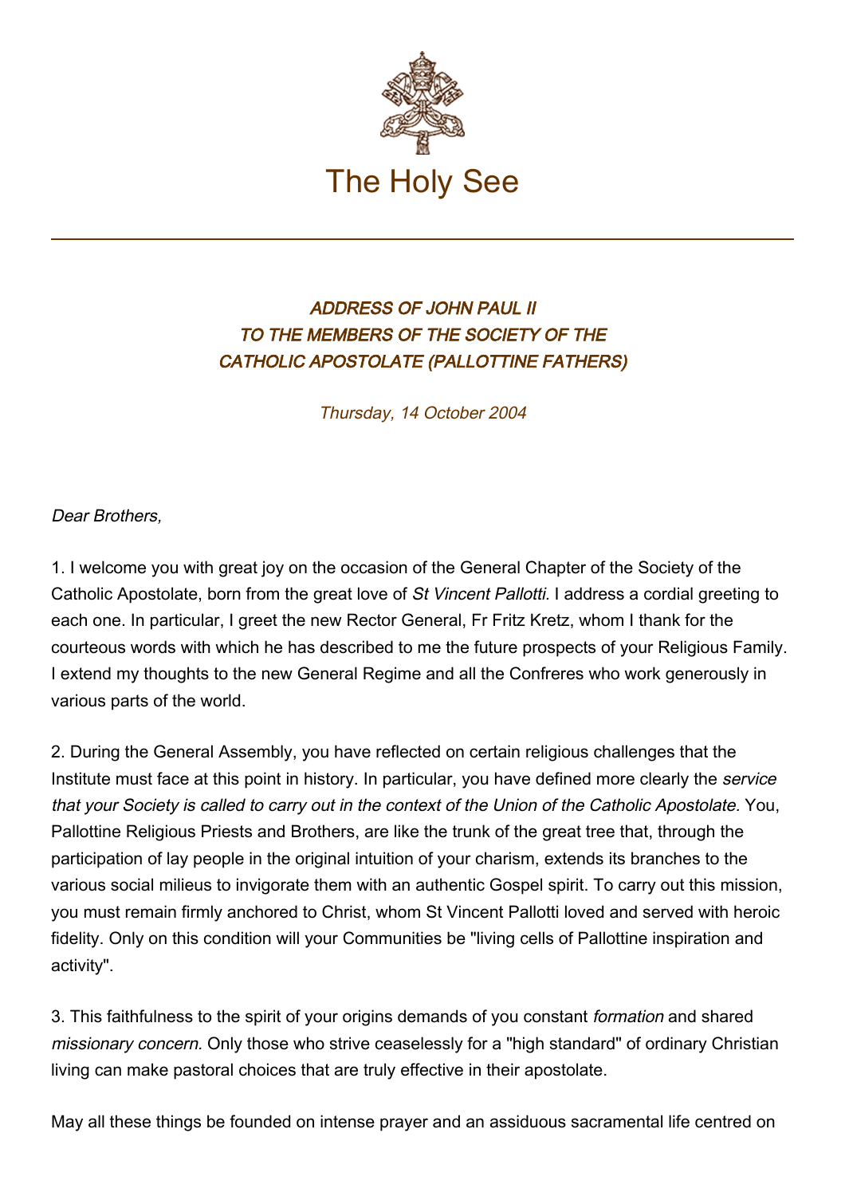The Holy See

## *ADDRESS OF JOHN PAUL II TO THE MEMBERS OF THE SOCIETY OF THE CATHOLIC APOSTOLATE (PALLOTTINE FATHERS)*

*Thursday, 14 October 2004*

*Dear Brothers,*

1. I welcome you with great joy on the occasion of the General Chapter of the Society of the Catholic Apostolate, born from the great love of *St Vincent Pallotti.* I address a cordial greeting to each one. In particular, I greet the new Rector General, Fr Fritz Kretz, whom I thank for the courteous words with which he has described to me the future prospects of your Religious Family. I extend my thoughts to the new General Regime and all the Confreres who work generously in various parts of the world.

2. During the General Assembly, you have reflected on certain religious challenges that the Institute must face at this point in history. In particular, you have defined more clearly the *service that your Society is called to carry out in the context of the Union of the Catholic Apostolate.* You, Pallottine Religious Priests and Brothers, are like the trunk of the great tree that, through the participation of lay people in the original intuition of your charism, extends its branches to the various social milieus to invigorate them with an authentic Gospel spirit. To carry out this mission, you must remain firmly anchored to Christ, whom St Vincent Pallotti loved and served with heroic fidelity. Only on this condition will your Communities be "living cells of Pallottine inspiration and activity".

3. This faithfulness to the spirit of your origins demands of you constant *formation* and shared *missionary concern.* Only those who strive ceaselessly for a "high standard" of ordinary Christian living can make pastoral choices that are truly effective in their apostolate.

May all these things be founded on intense prayer and an assiduous sacramental life centred on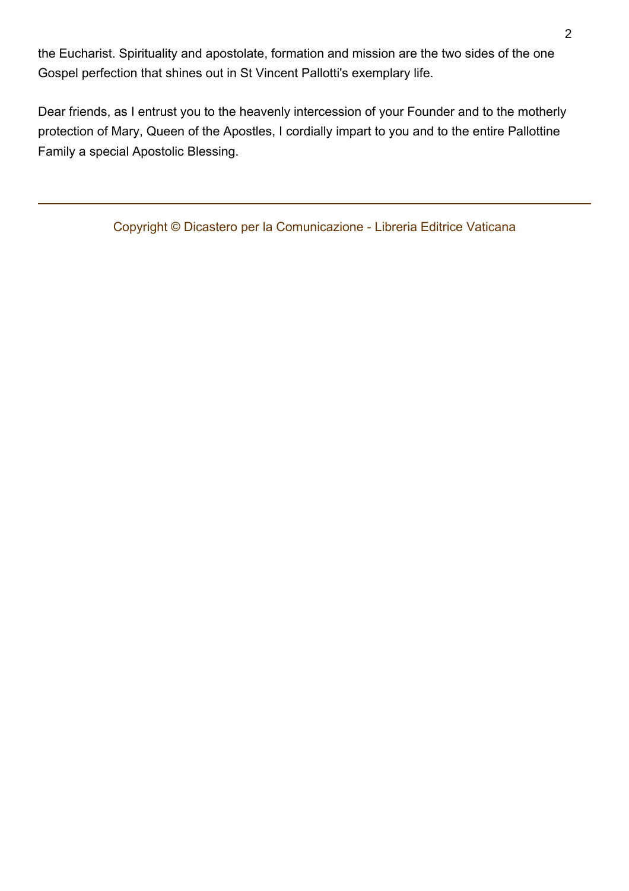the Eucharist. Spirituality and apostolate, formation and mission are the two sides of the one Gospel perfection that shines out in St Vincent Pallotti's exemplary life.

Dear friends, as I entrust you to the heavenly intercession of your Founder and to the motherly protection of Mary, Queen of the Apostles, I cordially impart to you and to the entire Pallottine Family a special Apostolic Blessing.

---

Copyright © Dicastero per la Comunicazione - Libreria Editrice Vaticana